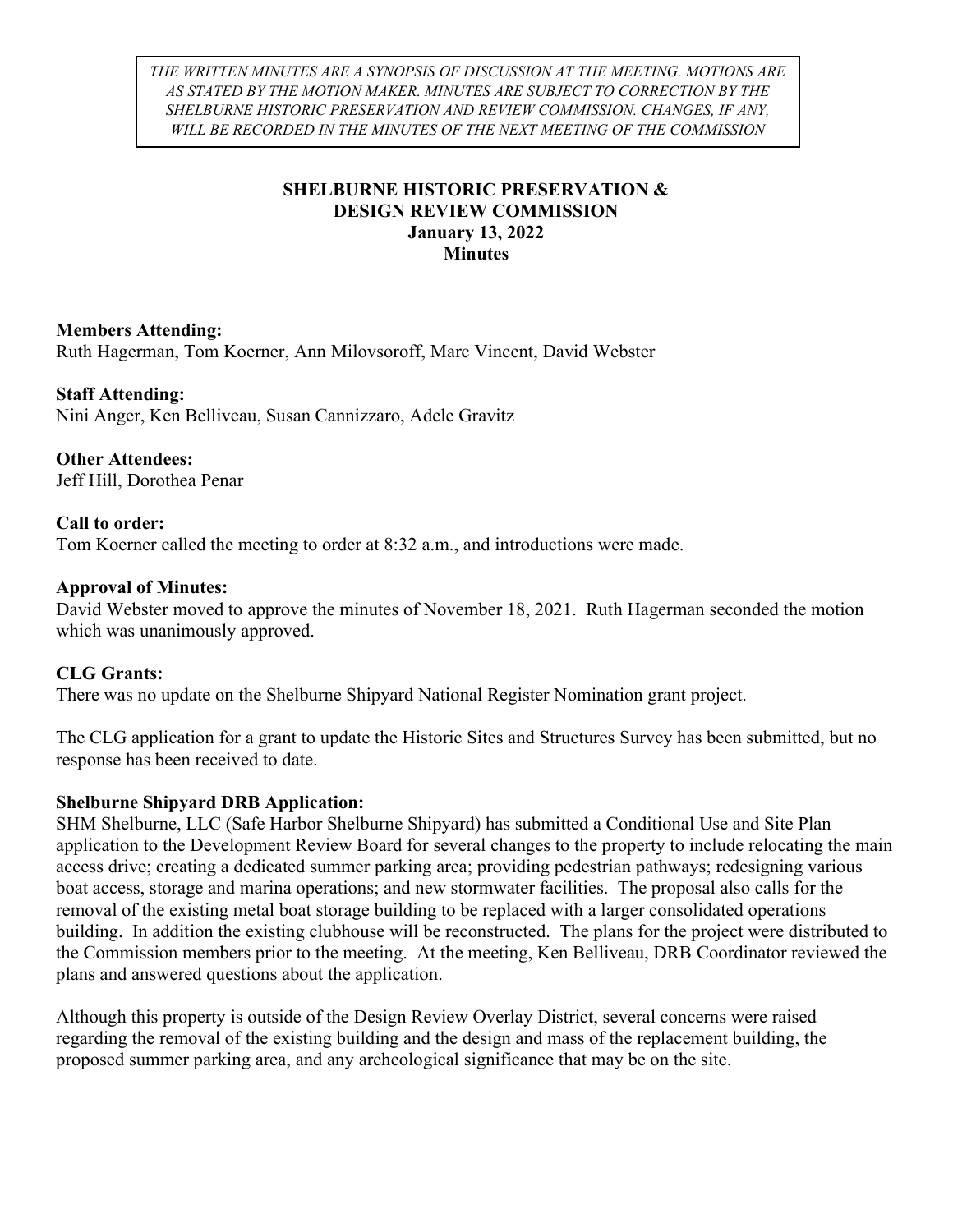*THE WRITTEN MINUTES ARE A SYNOPSIS OF DISCUSSION AT THE MEETING. MOTIONS ARE AS STATED BY THE MOTION MAKER. MINUTES ARE SUBJECT TO CORRECTION BY THE SHELBURNE HISTORIC PRESERVATION AND REVIEW COMMISSION. CHANGES, IF ANY, WILL BE RECORDED IN THE MINUTES OF THE NEXT MEETING OF THE COMMISSION*

# SHELBURNE HISTORIC PRESERVATION & DESIGN REVIEW COMMISSION
## January 13, 2022
## Minutes

**Members Attending:**
Ruth Hagerman, Tom Koerner, Ann Milovsoroff, Marc Vincent, David Webster

**Staff Attending:**
Nini Anger, Ken Belliveau, Susan Cannizzaro, Adele Gravitz

**Other Attendees:**
Jeff Hill, Dorothea Penar

**Call to order:**
Tom Koerner called the meeting to order at 8:32 a.m., and introductions were made.

**Approval of Minutes:**
David Webster moved to approve the minutes of November 18, 2021. Ruth Hagerman seconded the motion which was unanimously approved.

**CLG Grants:**
There was no update on the Shelburne Shipyard National Register Nomination grant project.

The CLG application for a grant to update the Historic Sites and Structures Survey has been submitted, but no response has been received to date.

**Shelburne Shipyard DRB Application:**
SHM Shelburne, LLC (Safe Harbor Shelburne Shipyard) has submitted a Conditional Use and Site Plan application to the Development Review Board for several changes to the property to include relocating the main access drive; creating a dedicated summer parking area; providing pedestrian pathways; redesigning various boat access, storage and marina operations; and new stormwater facilities. The proposal also calls for the removal of the existing metal boat storage building to be replaced with a larger consolidated operations building. In addition the existing clubhouse will be reconstructed. The plans for the project were distributed to the Commission members prior to the meeting. At the meeting, Ken Belliveau, DRB Coordinator reviewed the plans and answered questions about the application.

Although this property is outside of the Design Review Overlay District, several concerns were raised regarding the removal of the existing building and the design and mass of the replacement building, the proposed summer parking area, and any archeological significance that may be on the site.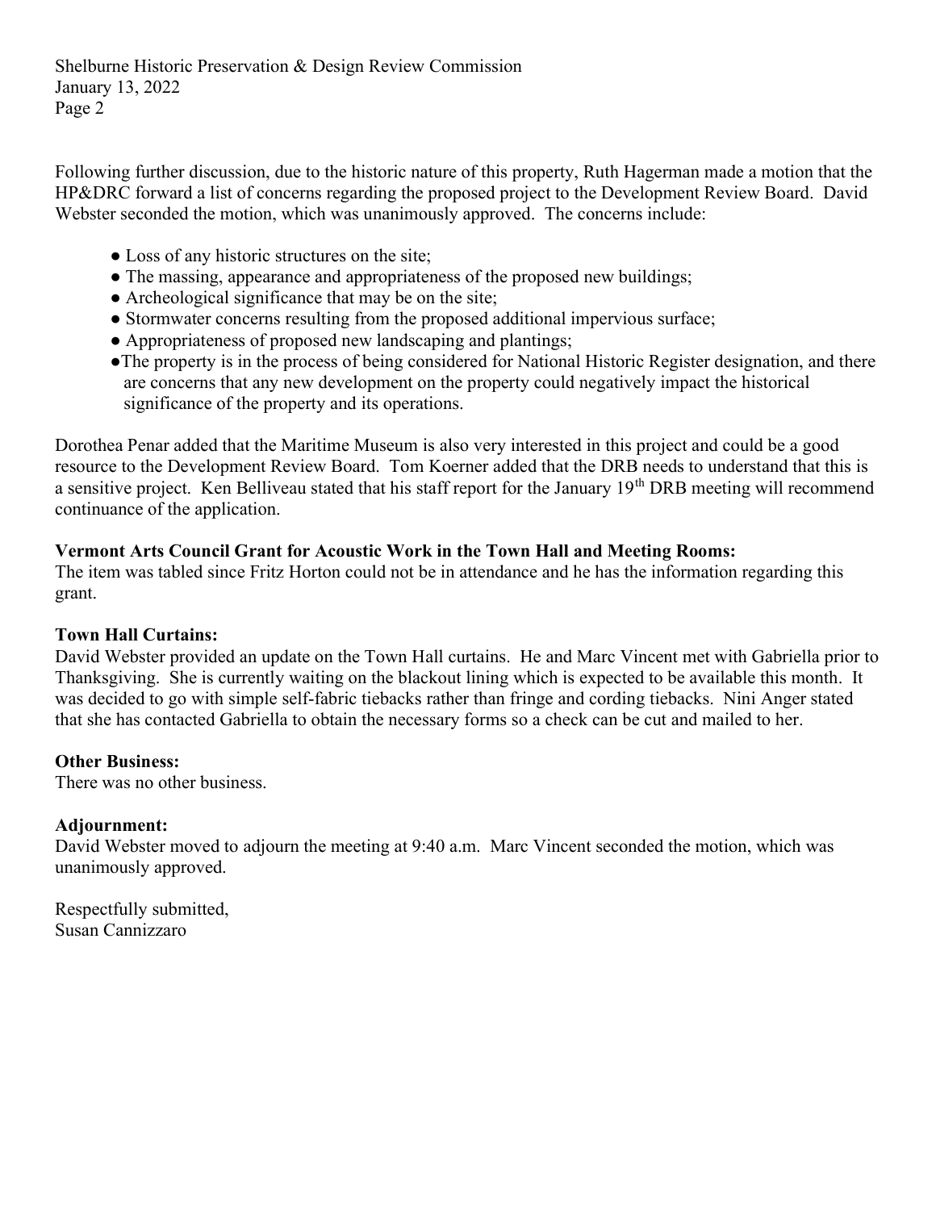Following further discussion, due to the historic nature of this property, Ruth Hagerman made a motion that the HP&DRC forward a list of concerns regarding the proposed project to the Development Review Board. David Webster seconded the motion, which was unanimously approved. The concerns include:

- Loss of any historic structures on the site;
- The massing, appearance and appropriateness of the proposed new buildings;
- Archeological significance that may be on the site;
- Stormwater concerns resulting from the proposed additional impervious surface;
- Appropriateness of proposed new landscaping and plantings;
- The property is in the process of being considered for National Historic Register designation, and there are concerns that any new development on the property could negatively impact the historical significance of the property and its operations.

Dorothea Penar added that the Maritime Museum is also very interested in this project and could be a good resource to the Development Review Board. Tom Koerner added that the DRB needs to understand that this is a sensitive project. Ken Belliveau stated that his staff report for the January 19th DRB meeting will recommend continuance of the application.

**Vermont Arts Council Grant for Acoustic Work in the Town Hall and Meeting Rooms:**
The item was tabled since Fritz Horton could not be in attendance and he has the information regarding this grant.

**Town Hall Curtains:**
David Webster provided an update on the Town Hall curtains. He and Marc Vincent met with Gabriella prior to Thanksgiving. She is currently waiting on the blackout lining which is expected to be available this month. It was decided to go with simple self-fabric tiebacks rather than fringe and cording tiebacks. Nini Anger stated that she has contacted Gabriella to obtain the necessary forms so a check can be cut and mailed to her.

**Other Business:**
There was no other business.

**Adjournment:**
David Webster moved to adjourn the meeting at 9:40 a.m. Marc Vincent seconded the motion, which was unanimously approved.

Respectfully submitted,
Susan Cannizzaro